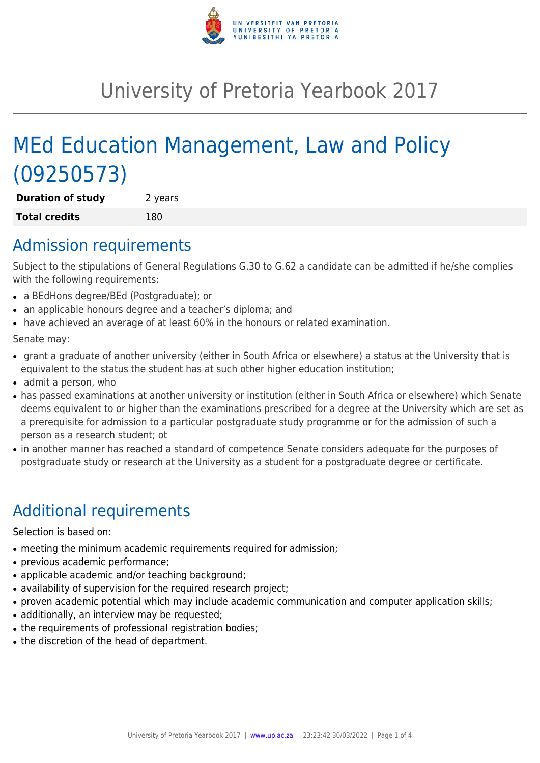# University of Pretoria Yearbook 2017

# MEd Education Management, Law and Policy (09250573)

| | |
|---|---|
| **Duration of study** | 2 years |
| **Total credits** | 180 |

## Admission requirements

Subject to the stipulations of General Regulations G.30 to G.62 a candidate can be admitted if he/she complies with the following requirements:

- a BEdHons degree/BEd (Postgraduate); or
- an applicable honours degree and a teacher's diploma; and
- have achieved an average of at least 60% in the honours or related examination.

Senate may:

- grant a graduate of another university (either in South Africa or elsewhere) a status at the University that is equivalent to the status the student has at such other higher education institution;
- admit a person, who
- has passed examinations at another university or institution (either in South Africa or elsewhere) which Senate deems equivalent to or higher than the examinations prescribed for a degree at the University which are set as a prerequisite for admission to a particular postgraduate study programme or for the admission of such a person as a research student; ot
- in another manner has reached a standard of competence Senate considers adequate for the purposes of postgraduate study or research at the University as a student for a postgraduate degree or certificate.

## Additional requirements

Selection is based on:

- meeting the minimum academic requirements required for admission;
- previous academic performance;
- applicable academic and/or teaching background;
- availability of supervision for the required research project;
- proven academic potential which may include academic communication and computer application skills;
- additionally, an interview may be requested;
- the requirements of professional registration bodies;
- the discretion of the head of department.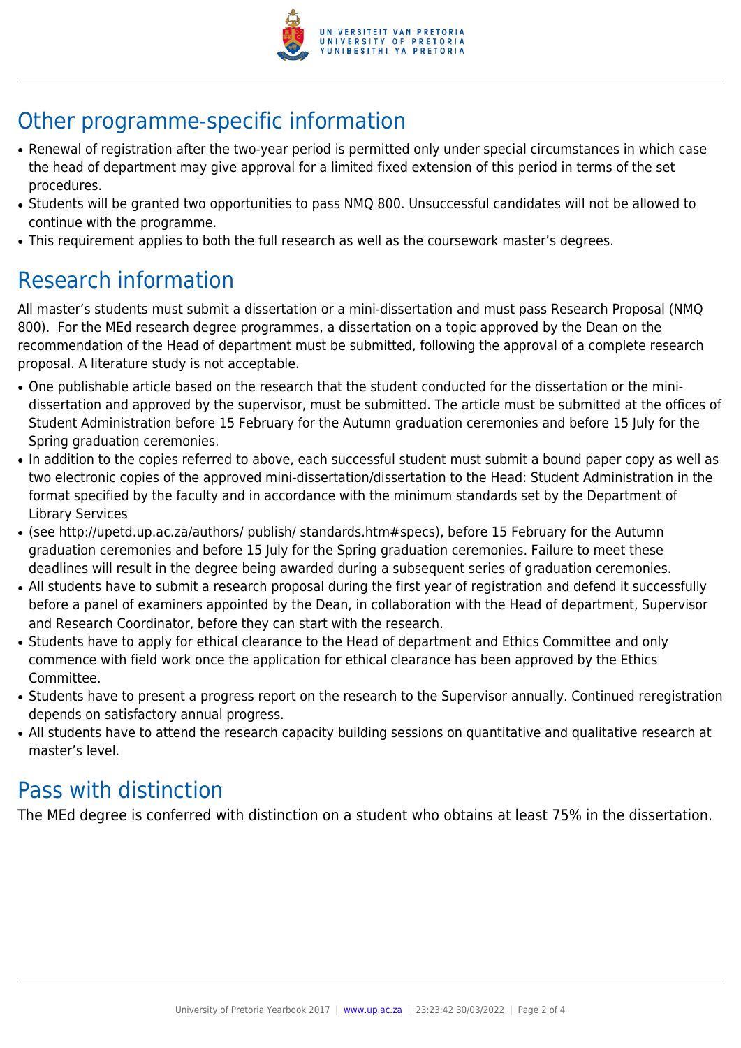## Other programme-specific information

- Renewal of registration after the two-year period is permitted only under special circumstances in which case the head of department may give approval for a limited fixed extension of this period in terms of the set procedures.
- Students will be granted two opportunities to pass NMQ 800. Unsuccessful candidates will not be allowed to continue with the programme.
- This requirement applies to both the full research as well as the coursework master's degrees.

## Research information

All master's students must submit a dissertation or a mini-dissertation and must pass Research Proposal (NMQ 800). For the MEd research degree programmes, a dissertation on a topic approved by the Dean on the recommendation of the Head of department must be submitted, following the approval of a complete research proposal. A literature study is not acceptable.

- One publishable article based on the research that the student conducted for the dissertation or the mini-dissertation and approved by the supervisor, must be submitted. The article must be submitted at the offices of Student Administration before 15 February for the Autumn graduation ceremonies and before 15 July for the Spring graduation ceremonies.
- In addition to the copies referred to above, each successful student must submit a bound paper copy as well as two electronic copies of the approved mini-dissertation/dissertation to the Head: Student Administration in the format specified by the faculty and in accordance with the minimum standards set by the Department of Library Services
- (see http://upetd.up.ac.za/authors/ publish/ standards.htm#specs), before 15 February for the Autumn graduation ceremonies and before 15 July for the Spring graduation ceremonies. Failure to meet these deadlines will result in the degree being awarded during a subsequent series of graduation ceremonies.
- All students have to submit a research proposal during the first year of registration and defend it successfully before a panel of examiners appointed by the Dean, in collaboration with the Head of department, Supervisor and Research Coordinator, before they can start with the research.
- Students have to apply for ethical clearance to the Head of department and Ethics Committee and only commence with field work once the application for ethical clearance has been approved by the Ethics Committee.
- Students have to present a progress report on the research to the Supervisor annually. Continued reregistration depends on satisfactory annual progress.
- All students have to attend the research capacity building sessions on quantitative and qualitative research at master's level.

## Pass with distinction

The MEd degree is conferred with distinction on a student who obtains at least 75% in the dissertation.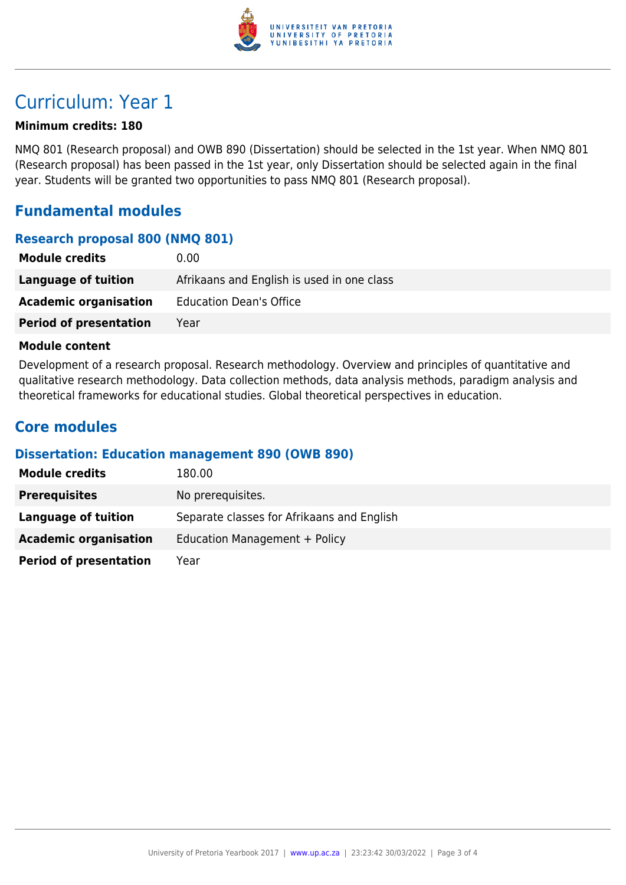# Curriculum: Year 1

**Minimum credits: 180**

NMQ 801 (Research proposal) and OWB 890 (Dissertation) should be selected in the 1st year. When NMQ 801 (Research proposal) has been passed in the 1st year, only Dissertation should be selected again in the final year. Students will be granted two opportunities to pass NMQ 801 (Research proposal).

## Fundamental modules

### Research proposal 800 (NMQ 801)

| | |
|---|---|
| **Module credits** | 0.00 |
| **Language of tuition** | Afrikaans and English is used in one class |
| **Academic organisation** | Education Dean's Office |
| **Period of presentation** | Year |

**Module content**

Development of a research proposal. Research methodology. Overview and principles of quantitative and qualitative research methodology. Data collection methods, data analysis methods, paradigm analysis and theoretical frameworks for educational studies. Global theoretical perspectives in education.

## Core modules

### Dissertation: Education management 890 (OWB 890)

| | |
|---|---|
| **Module credits** | 180.00 |
| **Prerequisites** | No prerequisites. |
| **Language of tuition** | Separate classes for Afrikaans and English |
| **Academic organisation** | Education Management + Policy |
| **Period of presentation** | Year |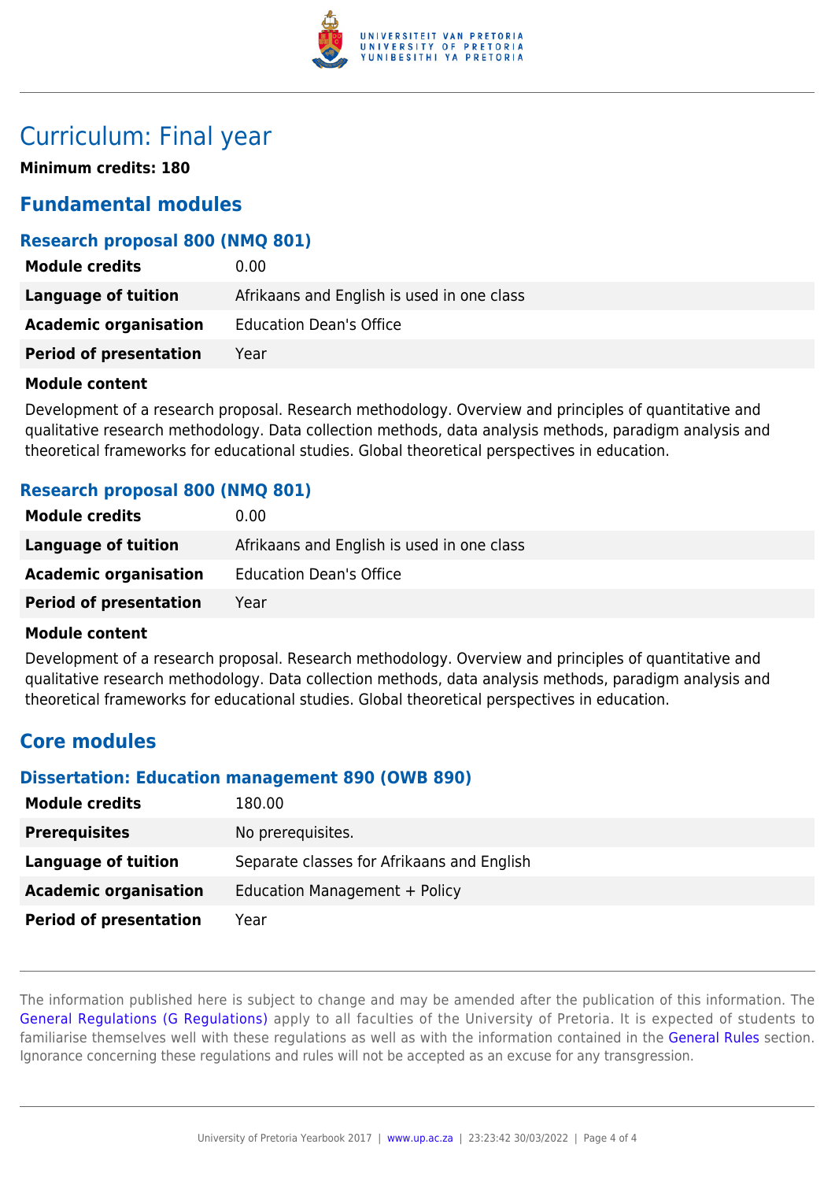# Curriculum: Final year

**Minimum credits: 180**

## Fundamental modules

### Research proposal 800 (NMQ 801)

| | |
|---|---|
| **Module credits** | 0.00 |
| **Language of tuition** | Afrikaans and English is used in one class |
| **Academic organisation** | Education Dean's Office |
| **Period of presentation** | Year |

**Module content**

Development of a research proposal. Research methodology. Overview and principles of quantitative and qualitative research methodology. Data collection methods, data analysis methods, paradigm analysis and theoretical frameworks for educational studies. Global theoretical perspectives in education.

### Research proposal 800 (NMQ 801)

| | |
|---|---|
| **Module credits** | 0.00 |
| **Language of tuition** | Afrikaans and English is used in one class |
| **Academic organisation** | Education Dean's Office |
| **Period of presentation** | Year |

**Module content**

Development of a research proposal. Research methodology. Overview and principles of quantitative and qualitative research methodology. Data collection methods, data analysis methods, paradigm analysis and theoretical frameworks for educational studies. Global theoretical perspectives in education.

## Core modules

### Dissertation: Education management 890 (OWB 890)

| | |
|---|---|
| **Module credits** | 180.00 |
| **Prerequisites** | No prerequisites. |
| **Language of tuition** | Separate classes for Afrikaans and English |
| **Academic organisation** | Education Management + Policy |
| **Period of presentation** | Year |

The information published here is subject to change and may be amended after the publication of this information. The General Regulations (G Regulations) apply to all faculties of the University of Pretoria. It is expected of students to familiarise themselves well with these regulations as well as with the information contained in the General Rules section. Ignorance concerning these regulations and rules will not be accepted as an excuse for any transgression.